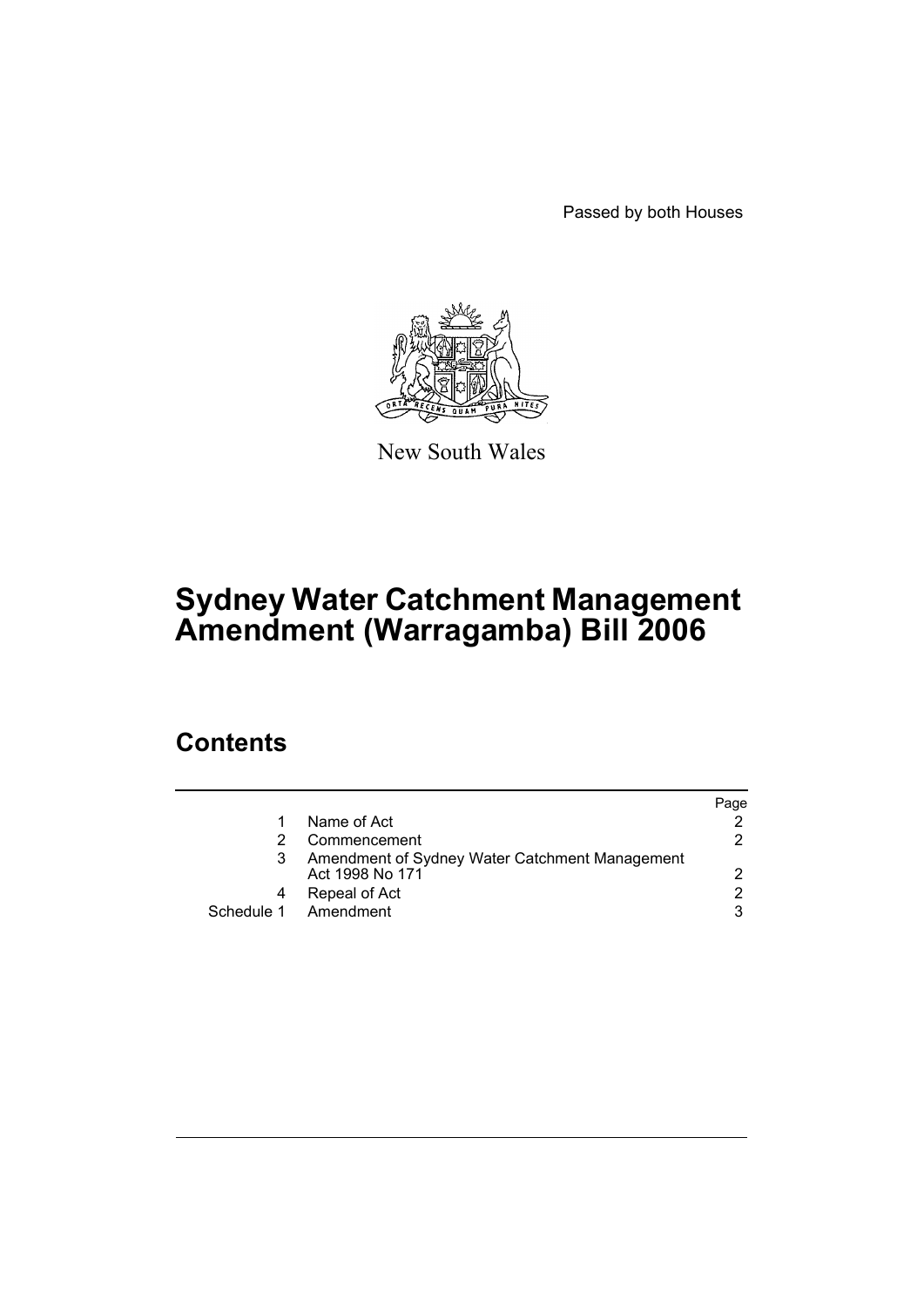Passed by both Houses

New South Wales

# Sydney Water Catchment Management Amendment (Warragamba) Bill 2006

## Contents

| | | Page |
|---|---|---|
| 1 | Name of Act | 2 |
| 2 | Commencement | 2 |
| 3 | Amendment of Sydney Water Catchment Management Act 1998 No 171 | 2 |
| 4 | Repeal of Act | 2 |
| Schedule 1 | Amendment | 3 |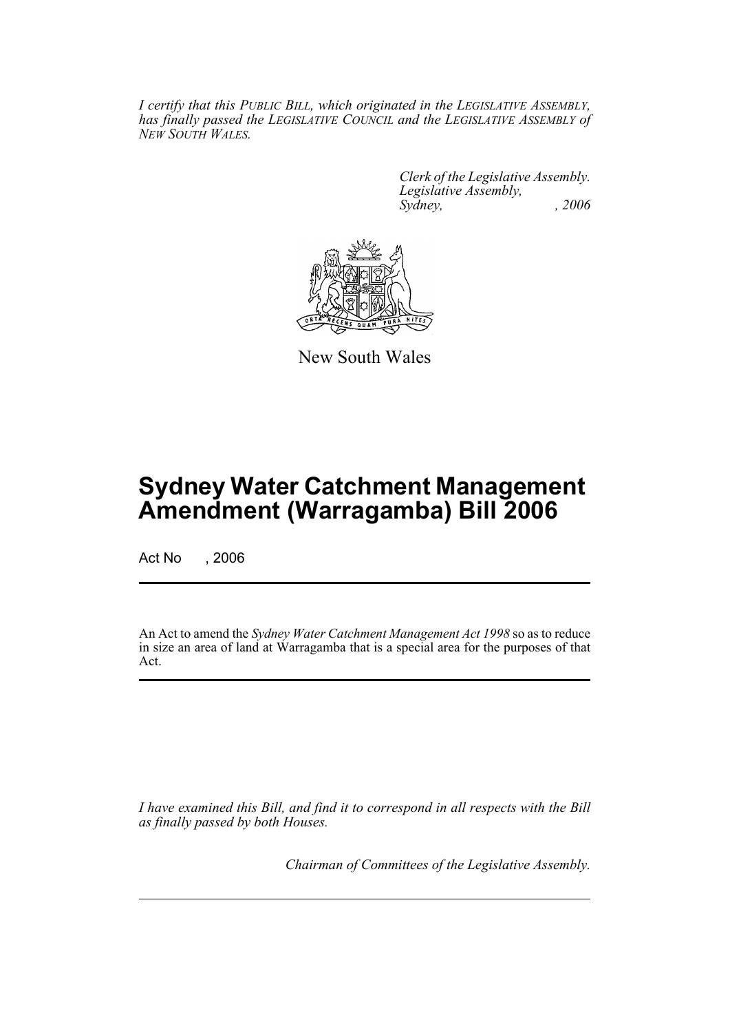*I certify that this PUBLIC BILL, which originated in the LEGISLATIVE ASSEMBLY, has finally passed the LEGISLATIVE COUNCIL and the LEGISLATIVE ASSEMBLY of NEW SOUTH WALES.*

*Clerk of the Legislative Assembly.*
*Legislative Assembly,*
*Sydney, , 2006*

New South Wales

# Sydney Water Catchment Management Amendment (Warragamba) Bill 2006

Act No , 2006

An Act to amend the *Sydney Water Catchment Management Act 1998* so as to reduce in size an area of land at Warragamba that is a special area for the purposes of that Act.

*I have examined this Bill, and find it to correspond in all respects with the Bill as finally passed by both Houses.*

*Chairman of Committees of the Legislative Assembly.*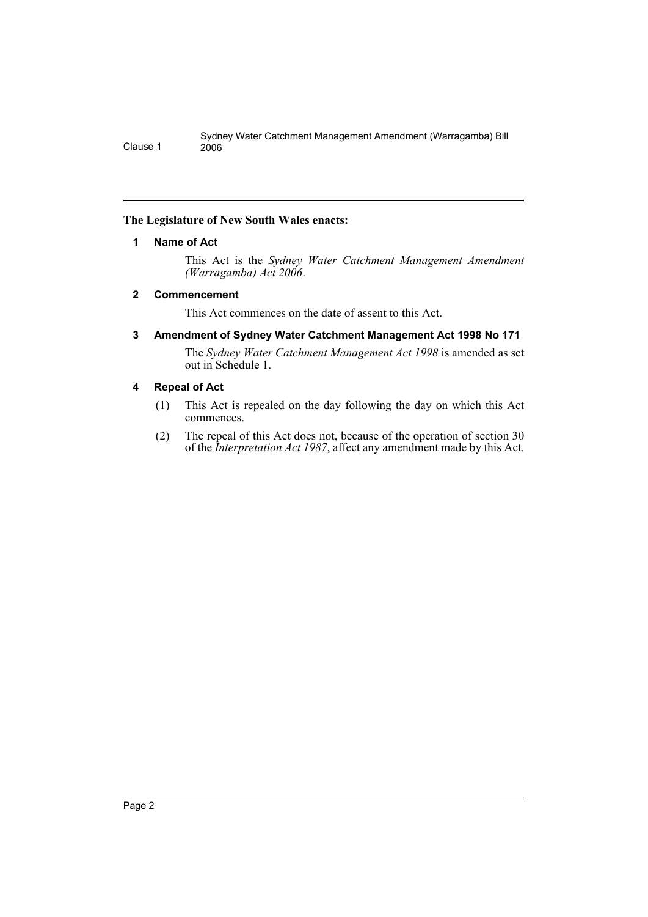**The Legislature of New South Wales enacts:**

### 1 Name of Act

This Act is the *Sydney Water Catchment Management Amendment (Warragamba) Act 2006*.

### 2 Commencement

This Act commences on the date of assent to this Act.

### 3 Amendment of Sydney Water Catchment Management Act 1998 No 171

The *Sydney Water Catchment Management Act 1998* is amended as set out in Schedule 1.

### 4 Repeal of Act

(1) This Act is repealed on the day following the day on which this Act commences.

(2) The repeal of this Act does not, because of the operation of section 30 of the *Interpretation Act 1987*, affect any amendment made by this Act.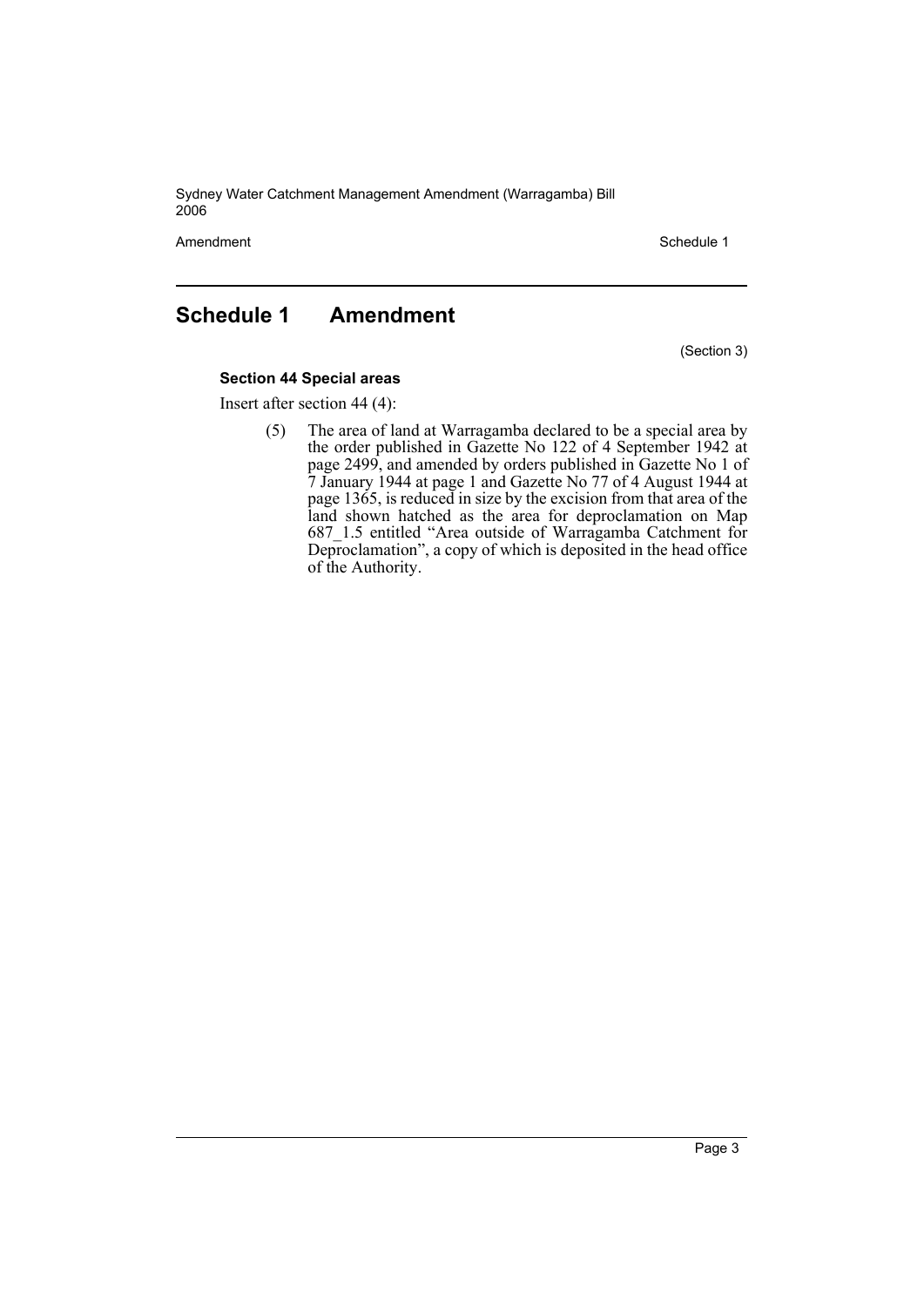## Schedule 1 Amendment

(Section 3)

**Section 44 Special areas**

Insert after section 44 (4):

(5) The area of land at Warragamba declared to be a special area by the order published in Gazette No 122 of 4 September 1942 at page 2499, and amended by orders published in Gazette No 1 of 7 January 1944 at page 1 and Gazette No 77 of 4 August 1944 at page 1365, is reduced in size by the excision from that area of the land shown hatched as the area for deproclamation on Map 687_1.5 entitled "Area outside of Warragamba Catchment for Deproclamation", a copy of which is deposited in the head office of the Authority.